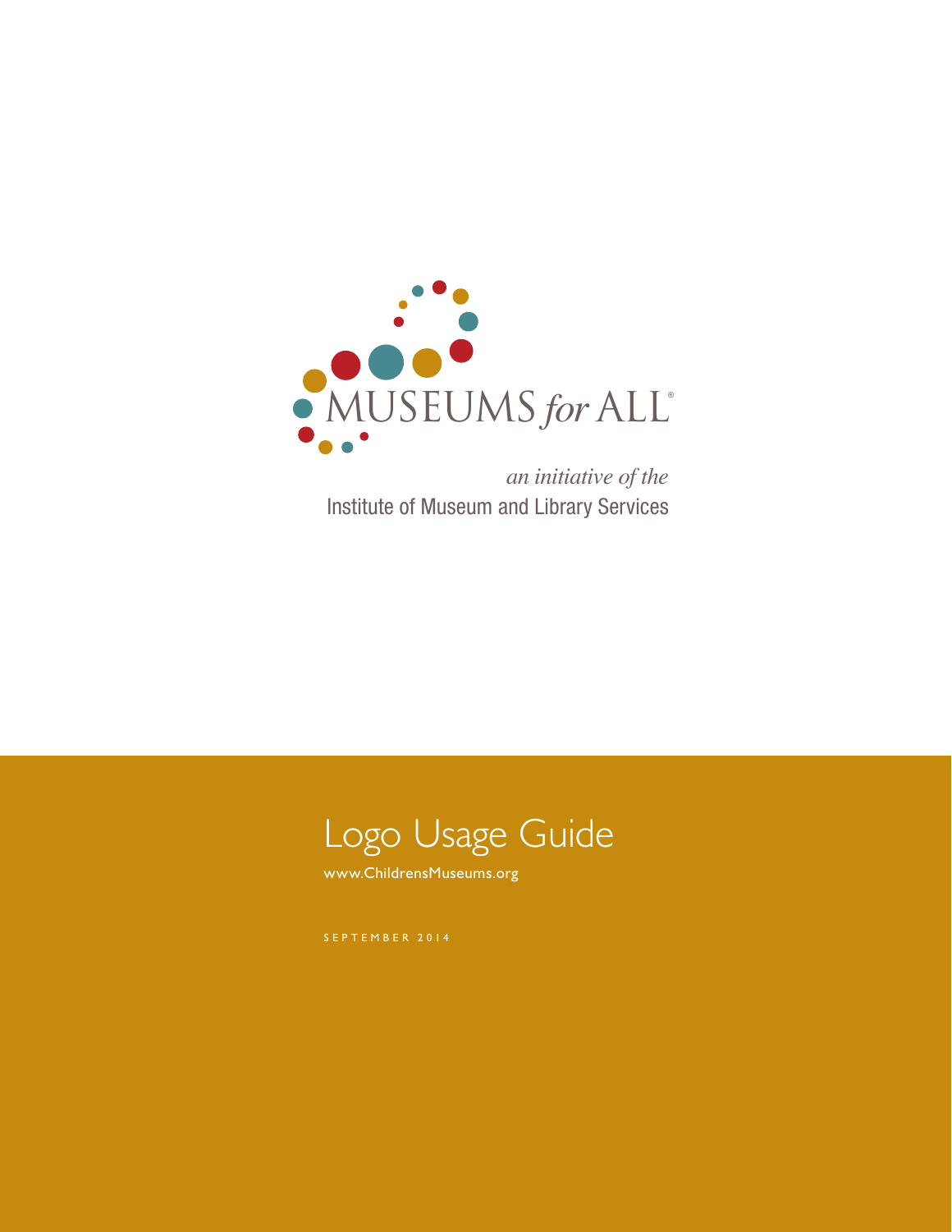MUSEUMS *for* ALL®

*an initiative of the*

Institute of Museum and Library Services

# Logo Usage Guide

www.ChildrensMuseums.org

SEPTEMBER 2014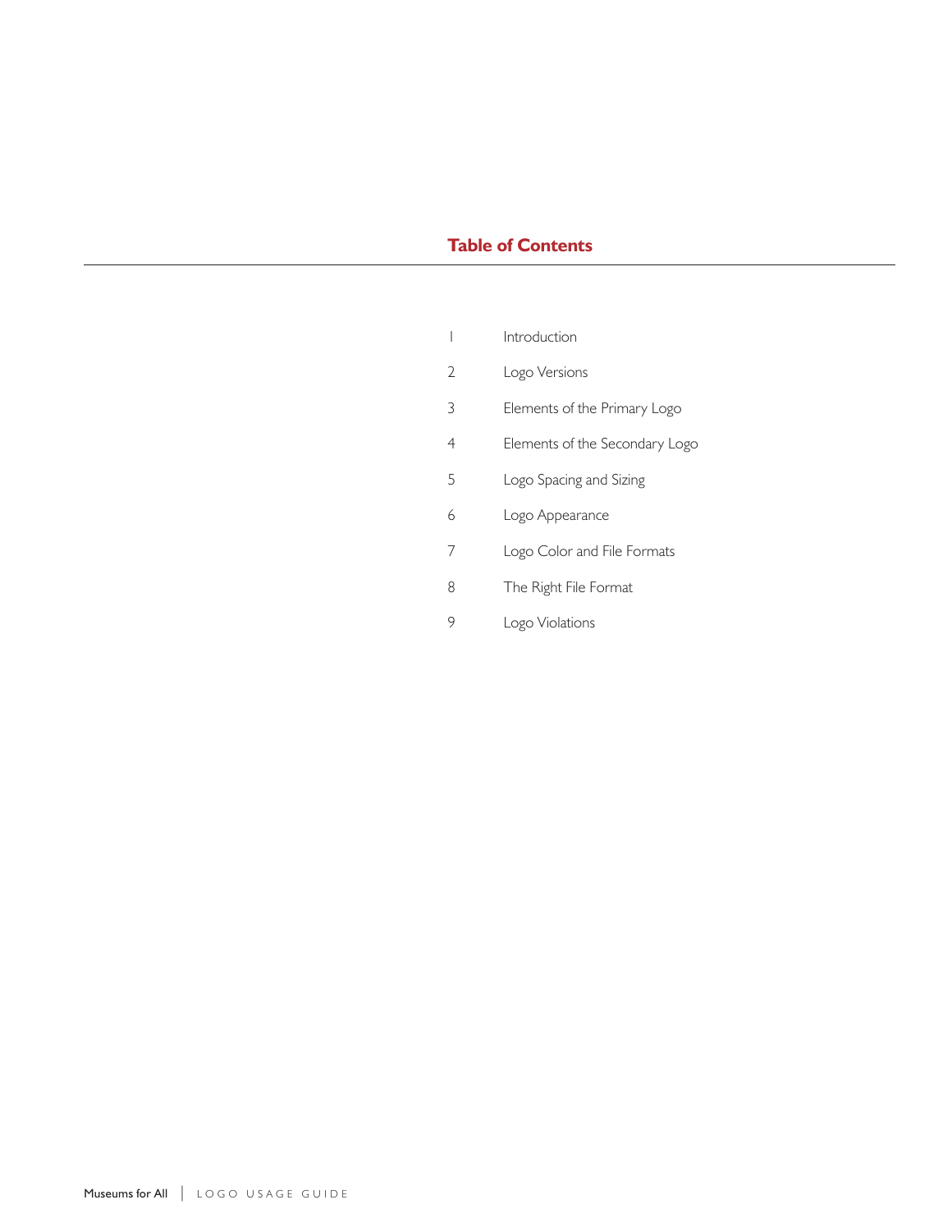## Table of Contents

| | |
|---|---|
| 1 | Introduction |
| 2 | Logo Versions |
| 3 | Elements of the Primary Logo |
| 4 | Elements of the Secondary Logo |
| 5 | Logo Spacing and Sizing |
| 6 | Logo Appearance |
| 7 | Logo Color and File Formats |
| 8 | The Right File Format |
| 9 | Logo Violations |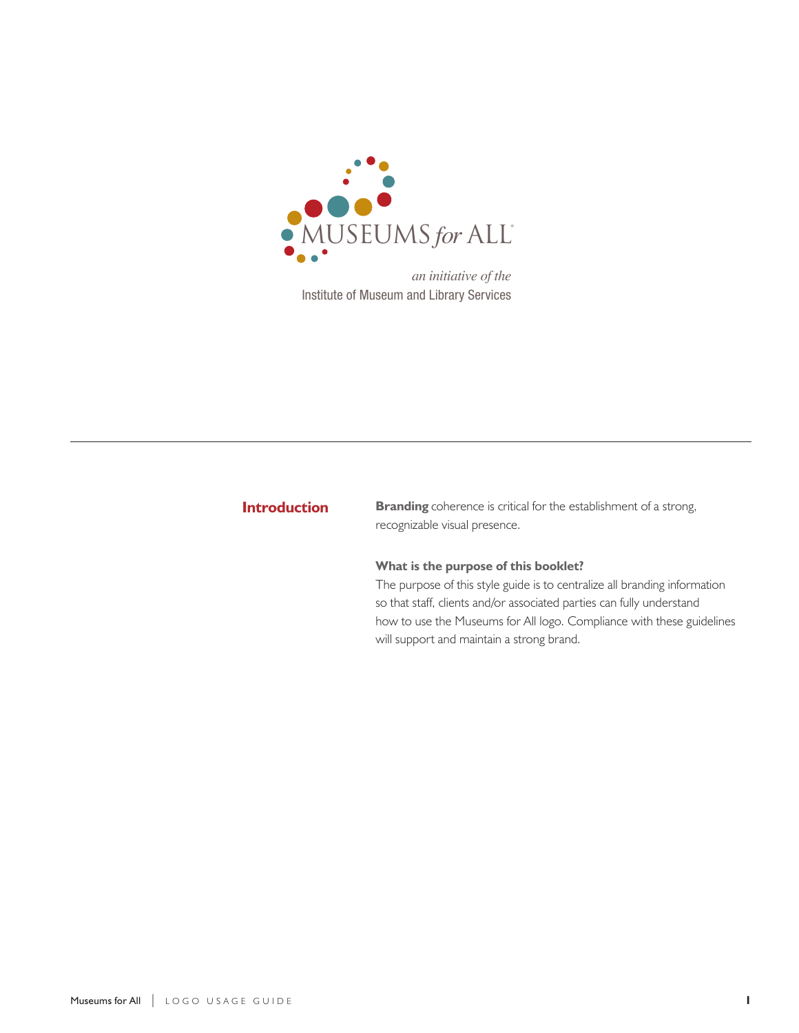MUSEUMS *for* ALL®

*an initiative of the*
Institute of Museum and Library Services

## Introduction

**Branding** coherence is critical for the establishment of a strong, recognizable visual presence.

**What is the purpose of this booklet?**
The purpose of this style guide is to centralize all branding information so that staff, clients and/or associated parties can fully understand how to use the Museums for All logo. Compliance with these guidelines will support and maintain a strong brand.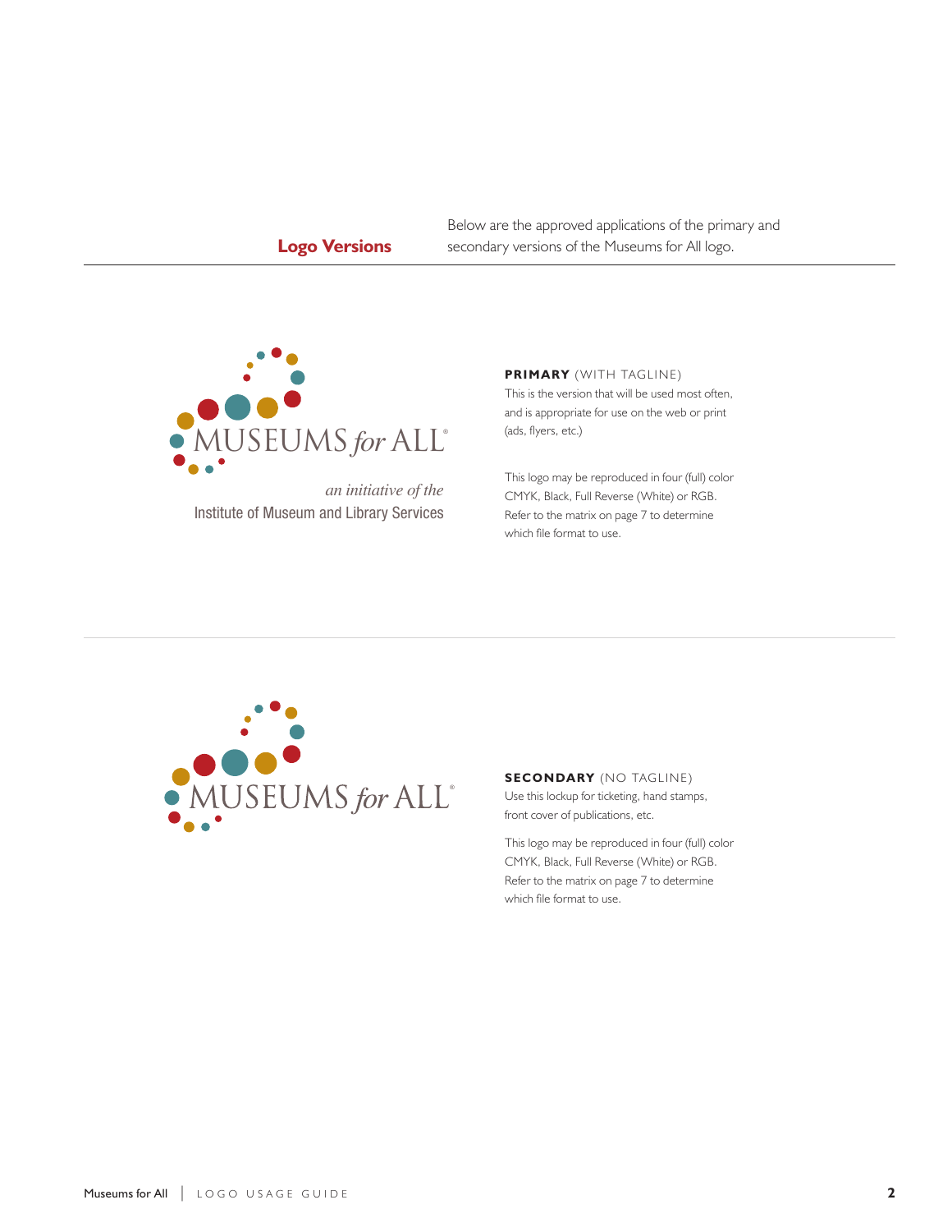## Logo Versions

Below are the approved applications of the primary and secondary versions of the Museums for All logo.

MUSEUMS *for* ALL®

*an initiative of the*
Institute of Museum and Library Services

**PRIMARY** (WITH TAGLINE)
This is the version that will be used most often, and is appropriate for use on the web or print (ads, flyers, etc.)

This logo may be reproduced in four (full) color CMYK, Black, Full Reverse (White) or RGB. Refer to the matrix on page 7 to determine which file format to use.

MUSEUMS *for* ALL®

**SECONDARY** (NO TAGLINE)
Use this lockup for ticketing, hand stamps, front cover of publications, etc.

This logo may be reproduced in four (full) color CMYK, Black, Full Reverse (White) or RGB. Refer to the matrix on page 7 to determine which file format to use.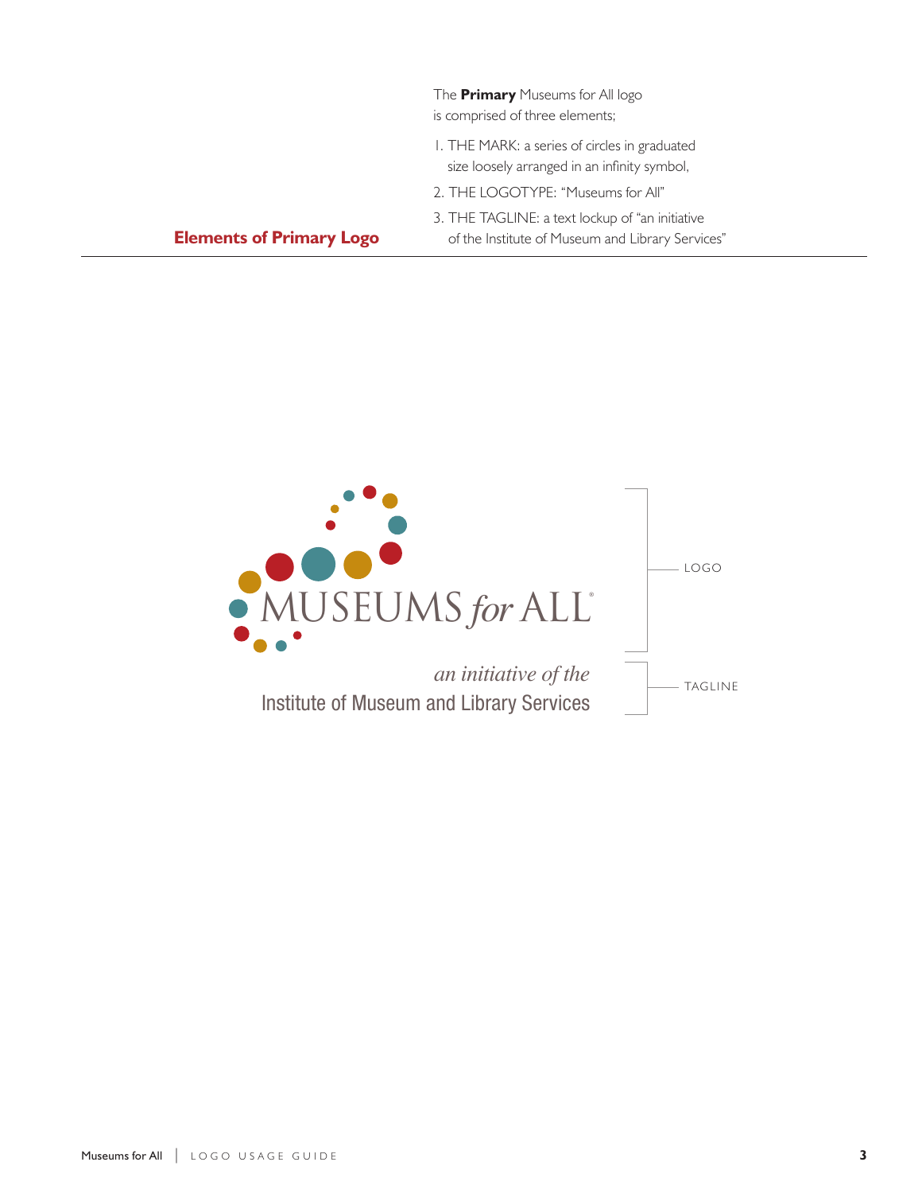## Elements of Primary Logo

The **Primary** Museums for All logo is comprised of three elements;

1. THE MARK: a series of circles in graduated size loosely arranged in an infinity symbol,
2. THE LOGOTYPE: "Museums for All"
3. THE TAGLINE: a text lockup of "an initiative of the Institute of Museum and Library Services"

MUSEUMS *for* ALL®

*an initiative of the*
Institute of Museum and Library Services

LOGO

TAGLINE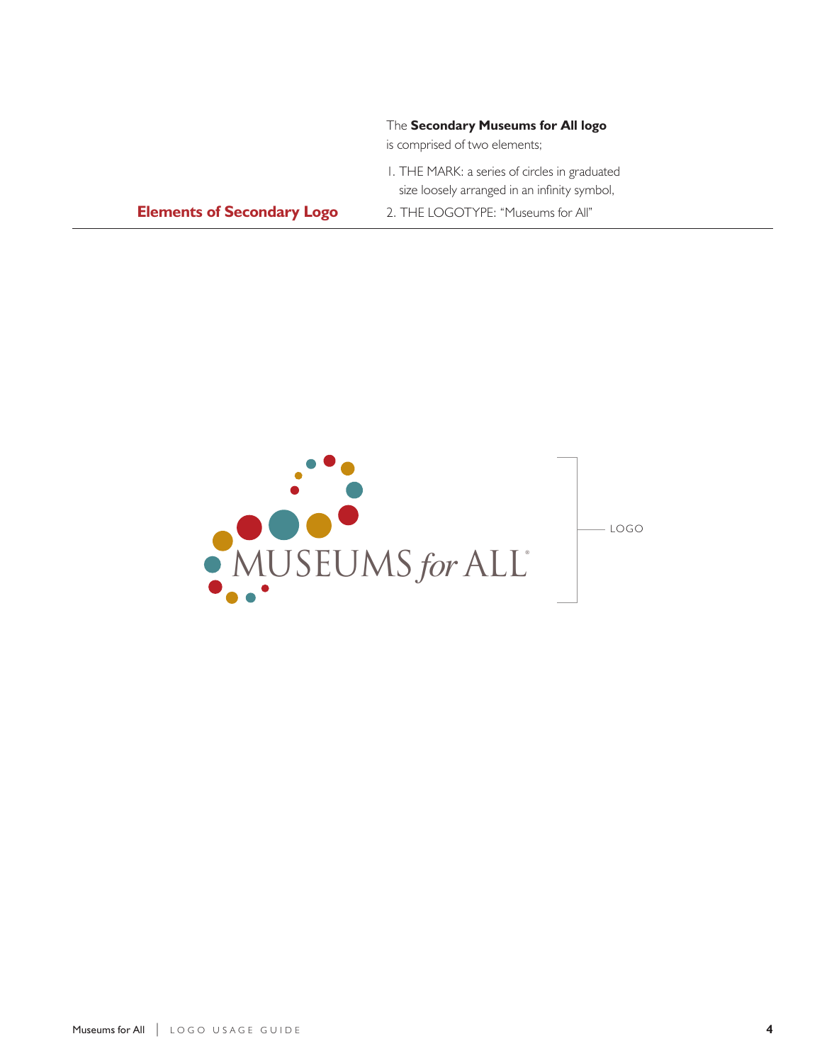## Elements of Secondary Logo

The **Secondary Museums for All logo** is comprised of two elements;

1. THE MARK: a series of circles in graduated size loosely arranged in an infinity symbol,
2. THE LOGOTYPE: "Museums for All"

MUSEUMS *for* ALL®

LOGO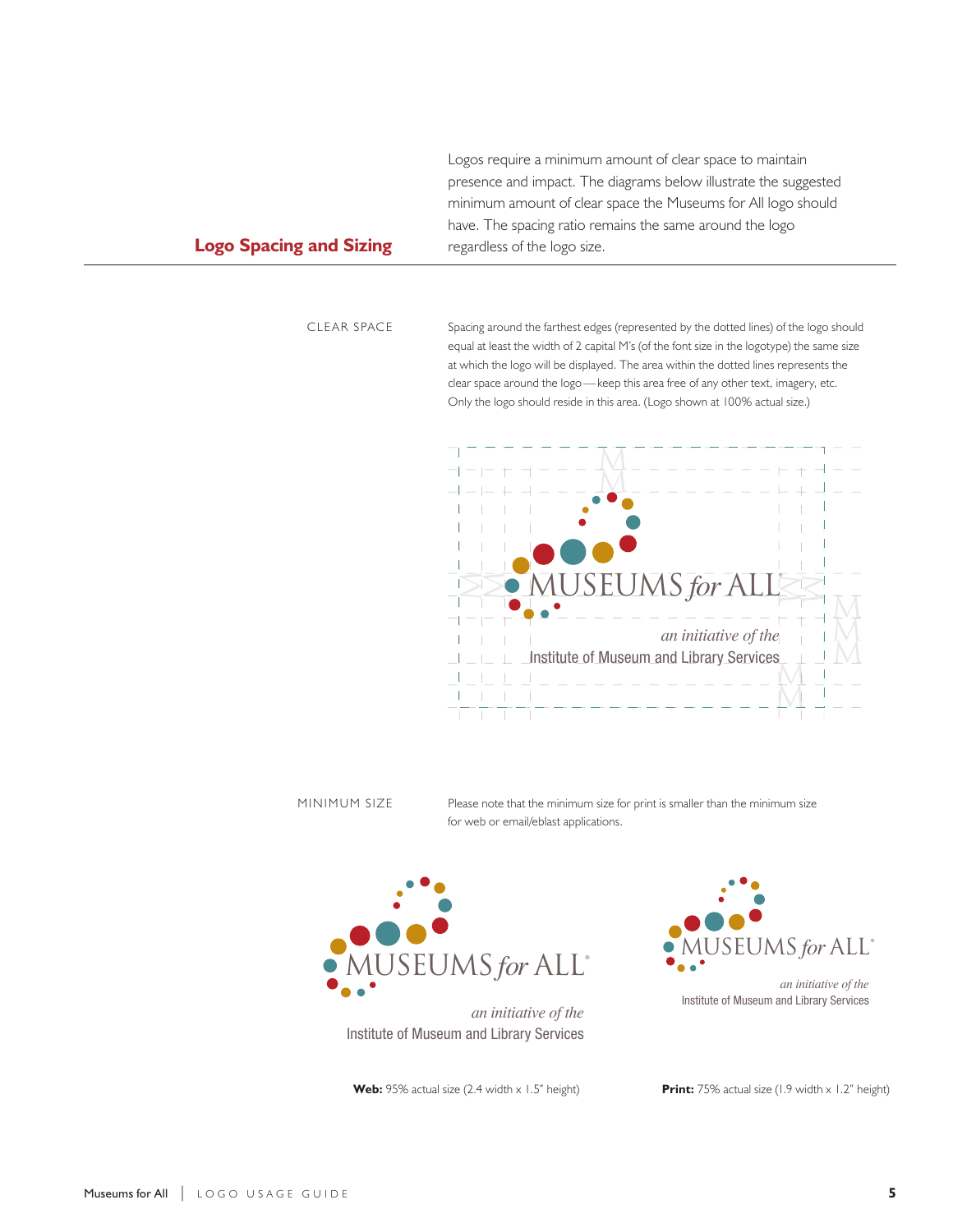## Logo Spacing and Sizing

Logos require a minimum amount of clear space to maintain presence and impact. The diagrams below illustrate the suggested minimum amount of clear space the Museums for All logo should have. The spacing ratio remains the same around the logo regardless of the logo size.

### CLEAR SPACE

Spacing around the farthest edges (represented by the dotted lines) of the logo should equal at least the width of 2 capital M's (of the font size in the logotype) the same size at which the logo will be displayed. The area within the dotted lines represents the clear space around the logo — keep this area free of any other text, imagery, etc. Only the logo should reside in this area. (Logo shown at 100% actual size.)

### MINIMUM SIZE

Please note that the minimum size for print is smaller than the minimum size for web or email/eblast applications.

**Web:** 95% actual size (2.4 width x 1.5" height)

**Print:** 75% actual size (1.9 width x 1.2" height)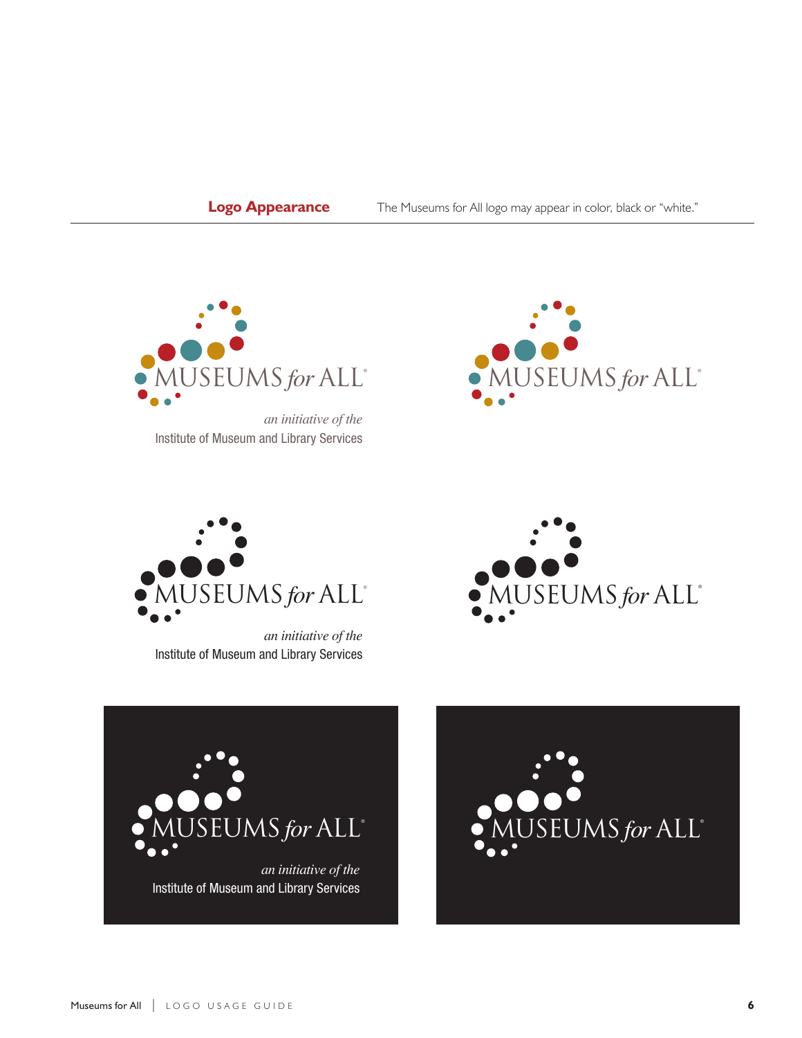## Logo Appearance

The Museums for All logo may appear in color, black or "white."

MUSEUMS *for* ALL®

*an initiative of the*
Institute of Museum and Library Services

MUSEUMS *for* ALL®

MUSEUMS *for* ALL®

*an initiative of the*
Institute of Museum and Library Services

MUSEUMS *for* ALL®

MUSEUMS *for* ALL®

*an initiative of the*
Institute of Museum and Library Services

MUSEUMS *for* ALL®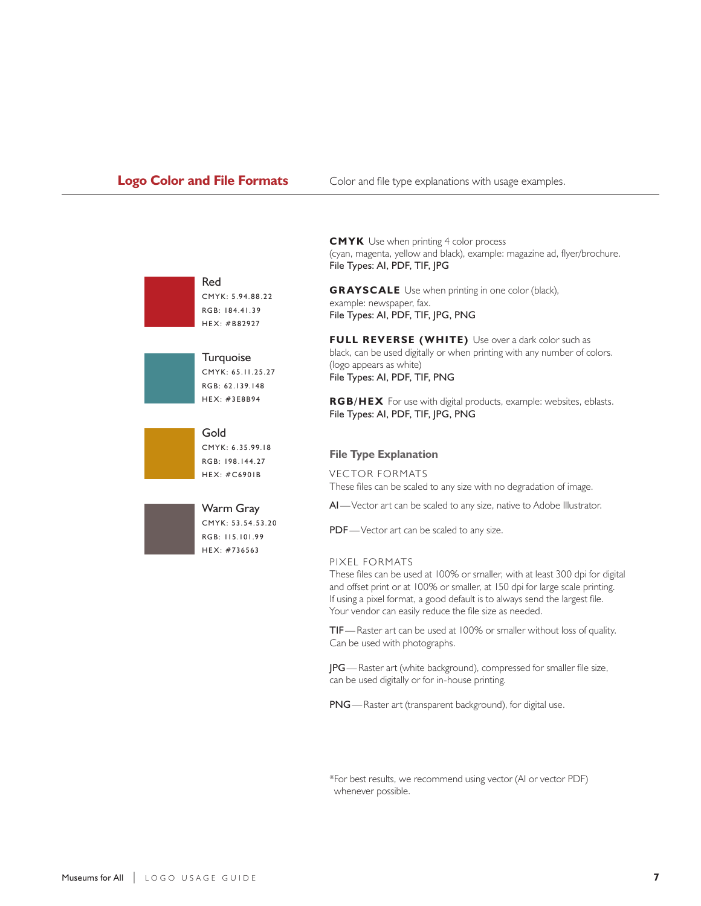## Logo Color and File Formats

Color and file type explanations with usage examples.

**Red**
CMYK: 5.94.88.22
RGB: 184.41.39
HEX: #B82927

**Turquoise**
CMYK: 65.11.25.27
RGB: 62.139.148
HEX: #3E8B94

**Gold**
CMYK: 6.35.99.18
RGB: 198.144.27
HEX: #C6901B

**Warm Gray**
CMYK: 53.54.53.20
RGB: 115.101.99
HEX: #736563

**CMYK** Use when printing 4 color process (cyan, magenta, yellow and black), example: magazine ad, flyer/brochure.
File Types: AI, PDF, TIF, JPG

**GRAYSCALE** Use when printing in one color (black), example: newspaper, fax.
File Types: AI, PDF, TIF, JPG, PNG

**FULL REVERSE (WHITE)** Use over a dark color such as black, can be used digitally or when printing with any number of colors. (logo appears as white)
File Types: AI, PDF, TIF, PNG

**RGB/HEX** For use with digital products, example: websites, eblasts.
File Types: AI, PDF, TIF, JPG, PNG

### File Type Explanation

VECTOR FORMATS
These files can be scaled to any size with no degradation of image.

AI—Vector art can be scaled to any size, native to Adobe Illustrator.

PDF—Vector art can be scaled to any size.

PIXEL FORMATS
These files can be used at 100% or smaller, with at least 300 dpi for digital and offset print or at 100% or smaller, at 150 dpi for large scale printing. If using a pixel format, a good default is to always send the largest file. Your vendor can easily reduce the file size as needed.

TIF—Raster art can be used at 100% or smaller without loss of quality. Can be used with photographs.

JPG—Raster art (white background), compressed for smaller file size, can be used digitally or for in-house printing.

PNG—Raster art (transparent background), for digital use.

*For best results, we recommend using vector (AI or vector PDF) whenever possible.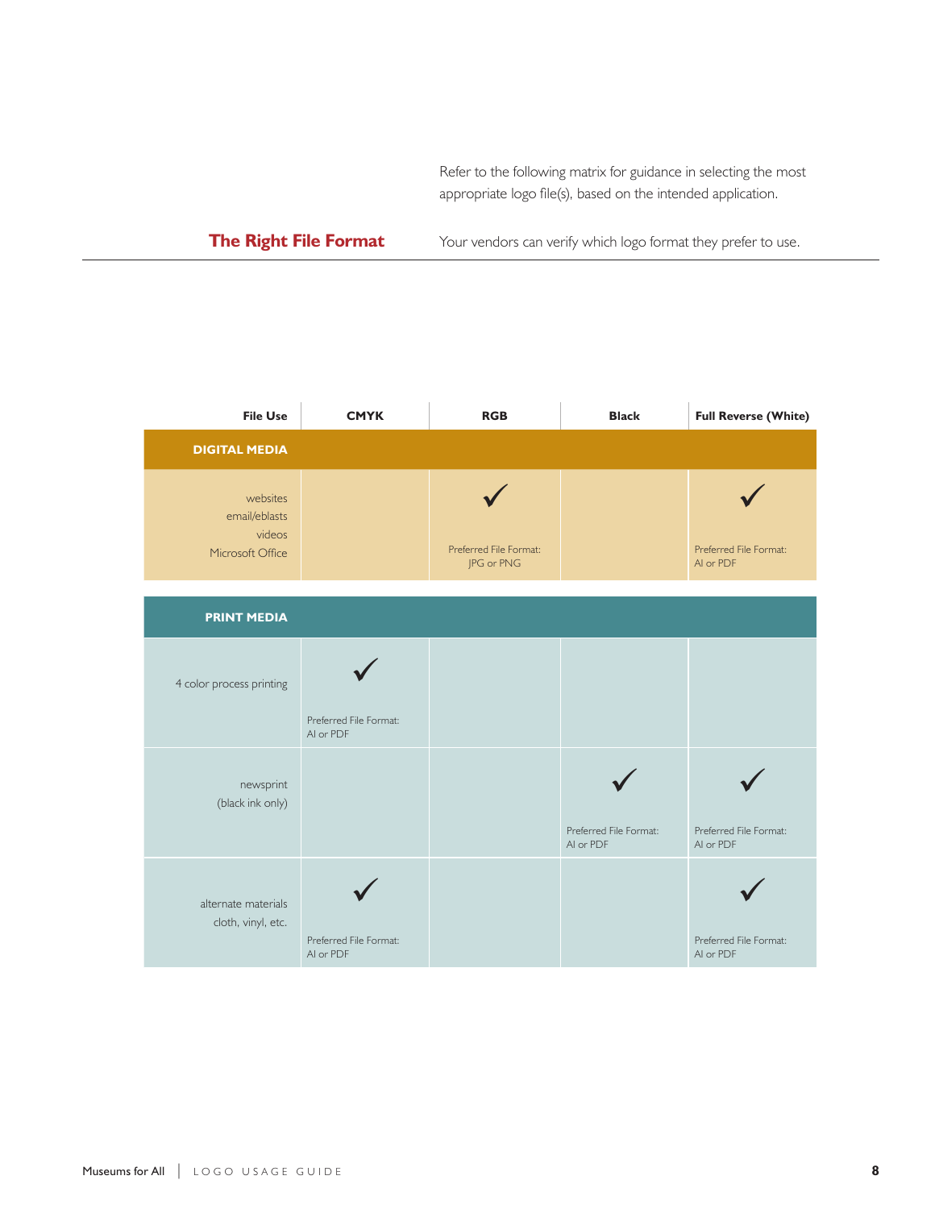## The Right File Format

Refer to the following matrix for guidance in selecting the most appropriate logo file(s), based on the intended application.

Your vendors can verify which logo format they prefer to use.

| File Use | CMYK | RGB | Black | Full Reverse (White) |
|---|---|---|---|---|
| **DIGITAL MEDIA** | | | | |
| websites<br>email/eblasts<br>videos<br>Microsoft Office | | ✓<br>Preferred File Format:<br>JPG or PNG | | ✓<br>Preferred File Format:<br>AI or PDF |
| **PRINT MEDIA** | | | | |
| 4 color process printing | ✓<br>Preferred File Format:<br>AI or PDF | | | |
| newsprint<br>(black ink only) | | | ✓<br>Preferred File Format:<br>AI or PDF | ✓<br>Preferred File Format:<br>AI or PDF |
| alternate materials<br>cloth, vinyl, etc. | ✓<br>Preferred File Format:<br>AI or PDF | | | ✓<br>Preferred File Format:<br>AI or PDF |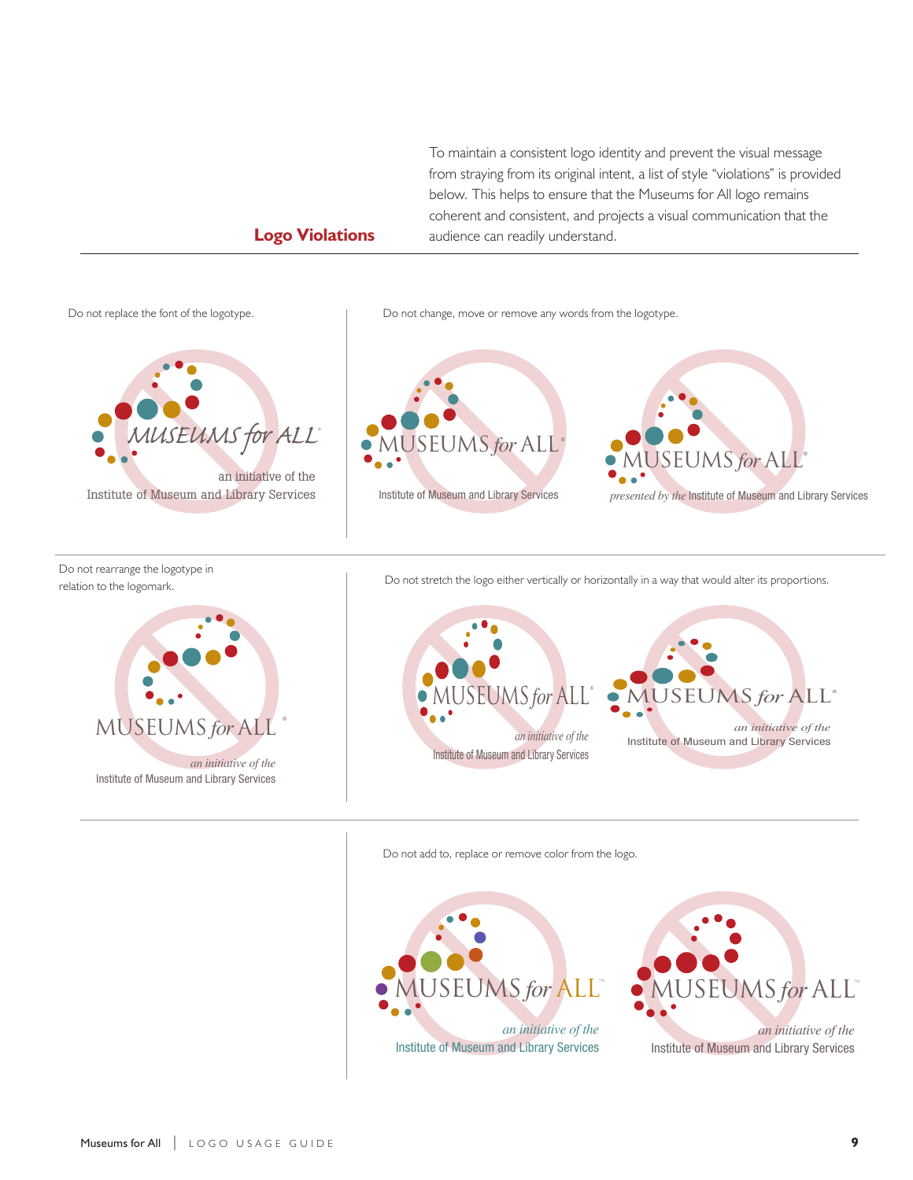## Logo Violations

To maintain a consistent logo identity and prevent the visual message from straying from its original intent, a list of style "violations" is provided below. This helps to ensure that the Museums for All logo remains coherent and consistent, and projects a visual communication that the audience can readily understand.

Do not replace the font of the logotype.

MUSEUMS for ALL
an initiative of the
Institute of Museum and Library Services

Do not change, move or remove any words from the logotype.

MUSEUMS for ALL
Institute of Museum and Library Services

MUSEUMS for ALL
presented by the Institute of Museum and Library Services

Do not rearrange the logotype in relation to the logomark.

MUSEUMS for ALL
an initiative of the
Institute of Museum and Library Services

Do not stretch the logo either vertically or horizontally in a way that would alter its proportions.

MUSEUMS for ALL
an initiative of the
Institute of Museum and Library Services

MUSEUMS for ALL
an initiative of the
Institute of Museum and Library Services

Do not add to, replace or remove color from the logo.

MUSEUMS for ALL
an initiative of the
Institute of Museum and Library Services

MUSEUMS for ALL
an initiative of the
Institute of Museum and Library Services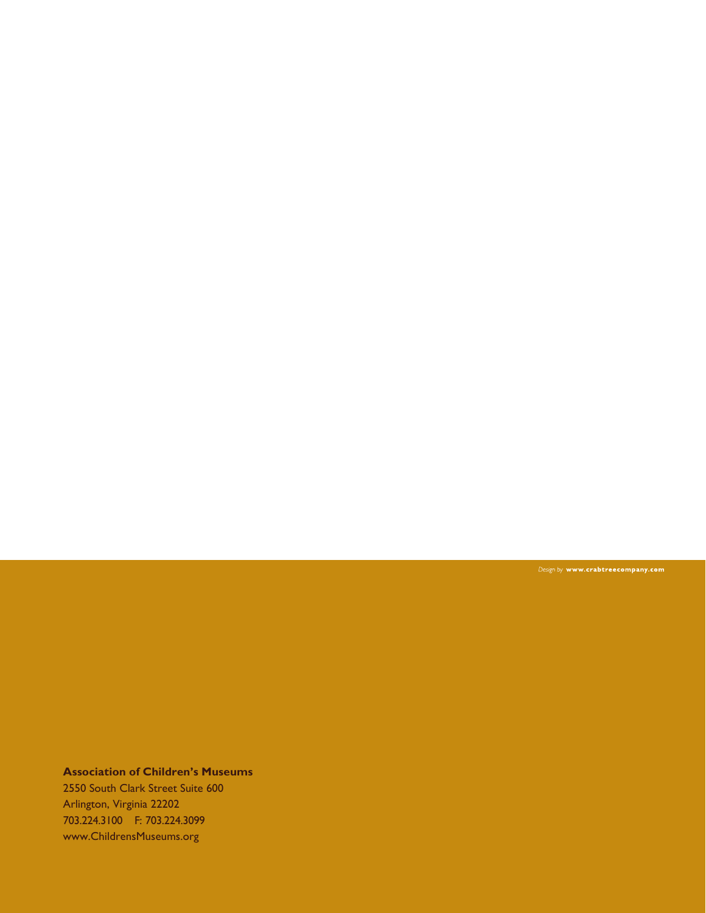*Design by* **www.crabtreecompany.com**

**Association of Children's Museums**

2550 South Clark Street Suite 600
Arlington, Virginia 22202
703.224.3100 F: 703.224.3099
www.ChildrensMuseums.org